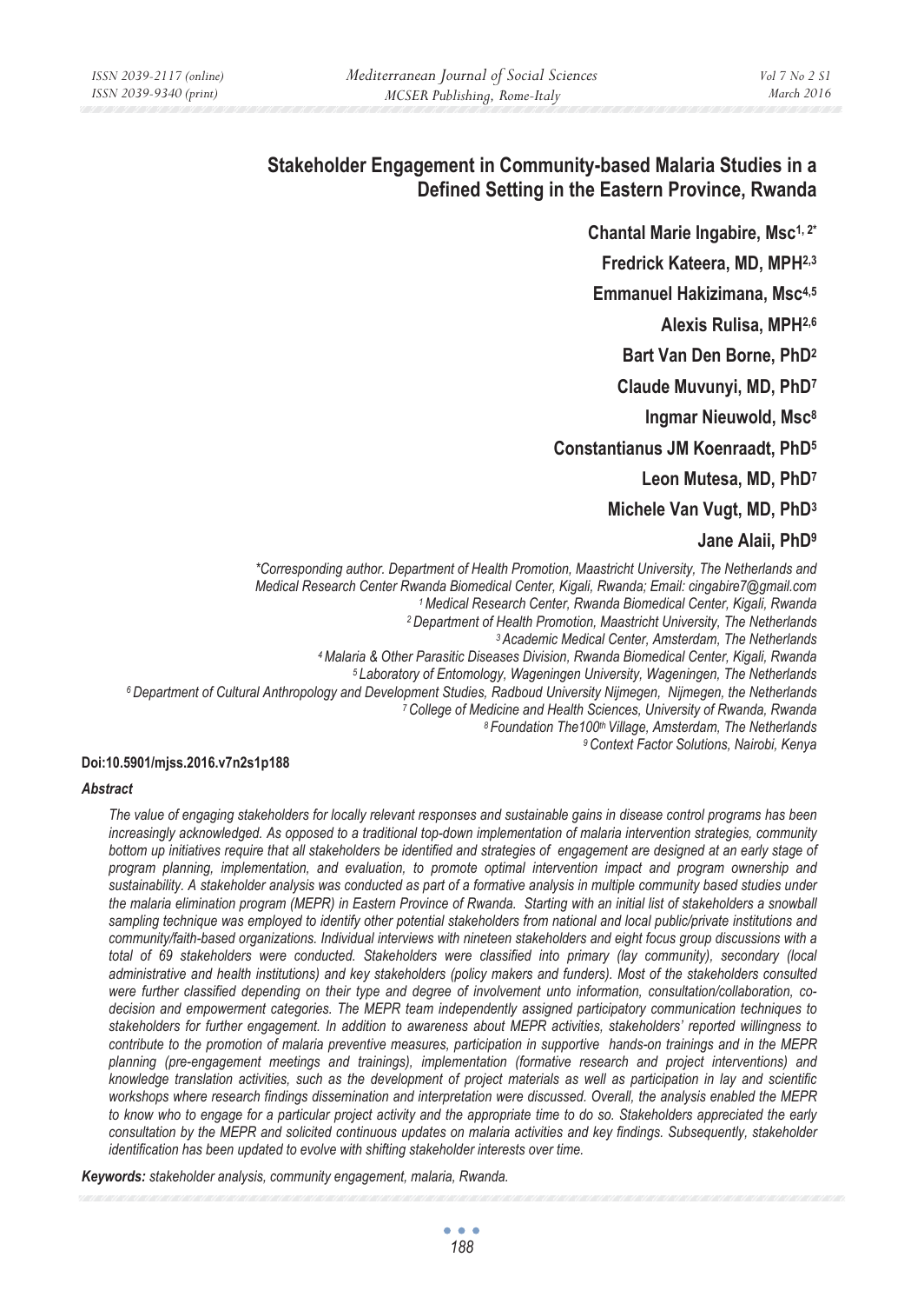# Stakeholder Engagement in Community-based Malaria Studies in a Defined Setting in the Eastern Province, Rwanda

**Chantal Marie Ingabire, Msc[1, 2*]**

**Fredrick Kateera, MD, MPH[2,3]**

**Emmanuel Hakizimana, Msc[4,5]**

**Alexis Rulisa, MPH[2,6]**

**Bart Van Den Borne, PhD[2]**

**Claude Muvunyi, MD, PhD[7]**

**Ingmar Nieuwold, Msc[8]**

**Constantianus JM Koenraadt, PhD[5]**

**Leon Mutesa, MD, PhD[7]**

**Michele Van Vugt, MD, PhD[3]**

**Jane Alaii, PhD[9]**

*\*Corresponding author. Department of Health Promotion, Maastricht University, The Netherlands and Medical Research Center Rwanda Biomedical Center, Kigali, Rwanda; Email: cingabire7@gmail.com*

*[1] Medical Research Center, Rwanda Biomedical Center, Kigali, Rwanda*

*[2] Department of Health Promotion, Maastricht University, The Netherlands*

*[3] Academic Medical Center, Amsterdam, The Netherlands*

*[4] Malaria & Other Parasitic Diseases Division, Rwanda Biomedical Center, Kigali, Rwanda*

*[5] Laboratory of Entomology, Wageningen University, Wageningen, The Netherlands*

*[6] Department of Cultural Anthropology and Development Studies, Radboud University Nijmegen, Nijmegen, the Netherlands*

*[7] College of Medicine and Health Sciences, University of Rwanda, Rwanda*

*[8] Foundation The100th Village, Amsterdam, The Netherlands*

*[9] Context Factor Solutions, Nairobi, Kenya*

**Doi:10.5901/mjss.2016.v7n2s1p188**

### *Abstract*

*The value of engaging stakeholders for locally relevant responses and sustainable gains in disease control programs has been increasingly acknowledged. As opposed to a traditional top-down implementation of malaria intervention strategies, community bottom up initiatives require that all stakeholders be identified and strategies of engagement are designed at an early stage of program planning, implementation, and evaluation, to promote optimal intervention impact and program ownership and sustainability. A stakeholder analysis was conducted as part of a formative analysis in multiple community based studies under the malaria elimination program (MEPR) in Eastern Province of Rwanda. Starting with an initial list of stakeholders a snowball sampling technique was employed to identify other potential stakeholders from national and local public/private institutions and community/faith-based organizations. Individual interviews with nineteen stakeholders and eight focus group discussions with a total of 69 stakeholders were conducted. Stakeholders were classified into primary (lay community), secondary (local administrative and health institutions) and key stakeholders (policy makers and funders). Most of the stakeholders consulted were further classified depending on their type and degree of involvement unto information, consultation/collaboration, co-decision and empowerment categories. The MEPR team independently assigned participatory communication techniques to stakeholders for further engagement. In addition to awareness about MEPR activities, stakeholders' reported willingness to contribute to the promotion of malaria preventive measures, participation in supportive hands-on trainings and in the MEPR planning (pre-engagement meetings and trainings), implementation (formative research and project interventions) and knowledge translation activities, such as the development of project materials as well as participation in lay and scientific workshops where research findings dissemination and interpretation were discussed. Overall, the analysis enabled the MEPR to know who to engage for a particular project activity and the appropriate time to do so. Stakeholders appreciated the early consultation by the MEPR and solicited continuous updates on malaria activities and key findings. Subsequently, stakeholder identification has been updated to evolve with shifting stakeholder interests over time.*

***Keywords:*** *stakeholder analysis, community engagement, malaria, Rwanda.*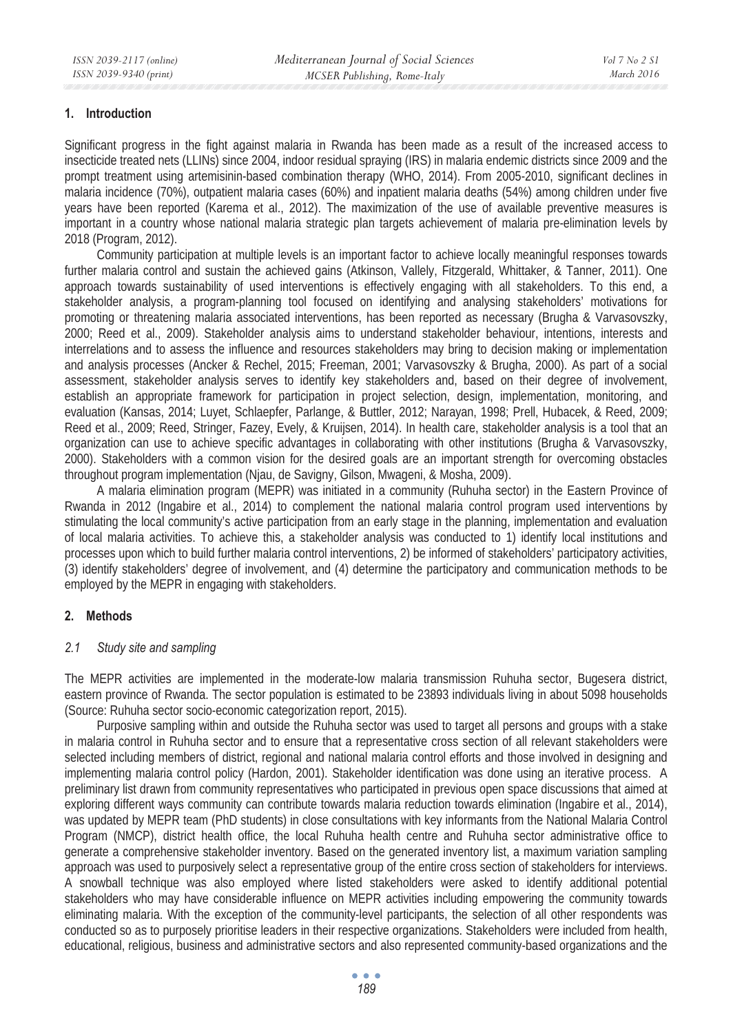## 1. Introduction

Significant progress in the fight against malaria in Rwanda has been made as a result of the increased access to insecticide treated nets (LLINs) since 2004, indoor residual spraying (IRS) in malaria endemic districts since 2009 and the prompt treatment using artemisinin-based combination therapy (WHO, 2014). From 2005-2010, significant declines in malaria incidence (70%), outpatient malaria cases (60%) and inpatient malaria deaths (54%) among children under five years have been reported (Karema et al., 2012). The maximization of the use of available preventive measures is important in a country whose national malaria strategic plan targets achievement of malaria pre-elimination levels by 2018 (Program, 2012).

Community participation at multiple levels is an important factor to achieve locally meaningful responses towards further malaria control and sustain the achieved gains (Atkinson, Vallely, Fitzgerald, Whittaker, & Tanner, 2011). One approach towards sustainability of used interventions is effectively engaging with all stakeholders. To this end, a stakeholder analysis, a program-planning tool focused on identifying and analysing stakeholders' motivations for promoting or threatening malaria associated interventions, has been reported as necessary (Brugha & Varvasovszky, 2000; Reed et al., 2009). Stakeholder analysis aims to understand stakeholder behaviour, intentions, interests and interrelations and to assess the influence and resources stakeholders may bring to decision making or implementation and analysis processes (Ancker & Rechel, 2015; Freeman, 2001; Varvasovszky & Brugha, 2000). As part of a social assessment, stakeholder analysis serves to identify key stakeholders and, based on their degree of involvement, establish an appropriate framework for participation in project selection, design, implementation, monitoring, and evaluation (Kansas, 2014; Luyet, Schlaepfer, Parlange, & Buttler, 2012; Narayan, 1998; Prell, Hubacek, & Reed, 2009; Reed et al., 2009; Reed, Stringer, Fazey, Evely, & Kruijsen, 2014). In health care, stakeholder analysis is a tool that an organization can use to achieve specific advantages in collaborating with other institutions (Brugha & Varvasovszky, 2000). Stakeholders with a common vision for the desired goals are an important strength for overcoming obstacles throughout program implementation (Njau, de Savigny, Gilson, Mwageni, & Mosha, 2009).

A malaria elimination program (MEPR) was initiated in a community (Ruhuha sector) in the Eastern Province of Rwanda in 2012 (Ingabire et al., 2014) to complement the national malaria control program used interventions by stimulating the local community's active participation from an early stage in the planning, implementation and evaluation of local malaria activities. To achieve this, a stakeholder analysis was conducted to 1) identify local institutions and processes upon which to build further malaria control interventions, 2) be informed of stakeholders' participatory activities, (3) identify stakeholders' degree of involvement, and (4) determine the participatory and communication methods to be employed by the MEPR in engaging with stakeholders.

## 2. Methods

### *2.1 Study site and sampling*

The MEPR activities are implemented in the moderate-low malaria transmission Ruhuha sector, Bugesera district, eastern province of Rwanda. The sector population is estimated to be 23893 individuals living in about 5098 households (Source: Ruhuha sector socio-economic categorization report, 2015).

Purposive sampling within and outside the Ruhuha sector was used to target all persons and groups with a stake in malaria control in Ruhuha sector and to ensure that a representative cross section of all relevant stakeholders were selected including members of district, regional and national malaria control efforts and those involved in designing and implementing malaria control policy (Hardon, 2001). Stakeholder identification was done using an iterative process. A preliminary list drawn from community representatives who participated in previous open space discussions that aimed at exploring different ways community can contribute towards malaria reduction towards elimination (Ingabire et al., 2014), was updated by MEPR team (PhD students) in close consultations with key informants from the National Malaria Control Program (NMCP), district health office, the local Ruhuha health centre and Ruhuha sector administrative office to generate a comprehensive stakeholder inventory. Based on the generated inventory list, a maximum variation sampling approach was used to purposively select a representative group of the entire cross section of stakeholders for interviews. A snowball technique was also employed where listed stakeholders were asked to identify additional potential stakeholders who may have considerable influence on MEPR activities including empowering the community towards eliminating malaria. With the exception of the community-level participants, the selection of all other respondents was conducted so as to purposely prioritise leaders in their respective organizations. Stakeholders were included from health, educational, religious, business and administrative sectors and also represented community-based organizations and the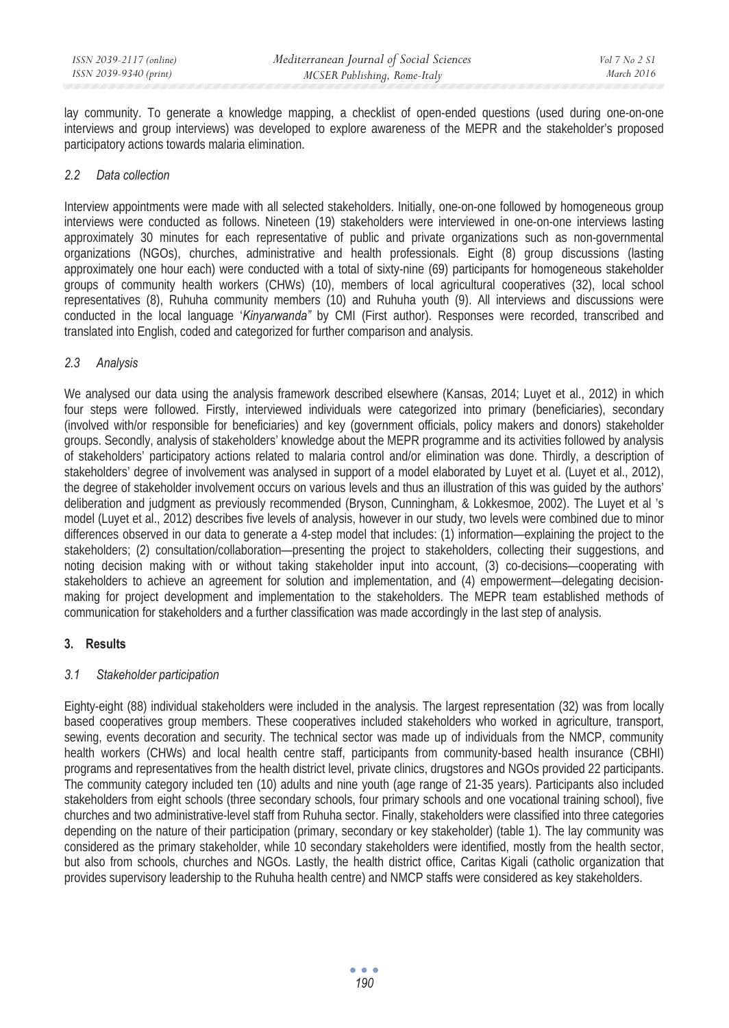lay community. To generate a knowledge mapping, a checklist of open-ended questions (used during one-on-one interviews and group interviews) was developed to explore awareness of the MEPR and the stakeholder's proposed participatory actions towards malaria elimination.

### *2.2 Data collection*

Interview appointments were made with all selected stakeholders. Initially, one-on-one followed by homogeneous group interviews were conducted as follows. Nineteen (19) stakeholders were interviewed in one-on-one interviews lasting approximately 30 minutes for each representative of public and private organizations such as non-governmental organizations (NGOs), churches, administrative and health professionals. Eight (8) group discussions (lasting approximately one hour each) were conducted with a total of sixty-nine (69) participants for homogeneous stakeholder groups of community health workers (CHWs) (10), members of local agricultural cooperatives (32), local school representatives (8), Ruhuha community members (10) and Ruhuha youth (9). All interviews and discussions were conducted in the local language '*Kinyarwanda"* by CMI (First author). Responses were recorded, transcribed and translated into English, coded and categorized for further comparison and analysis.

### *2.3 Analysis*

We analysed our data using the analysis framework described elsewhere (Kansas, 2014; Luyet et al., 2012) in which four steps were followed. Firstly, interviewed individuals were categorized into primary (beneficiaries), secondary (involved with/or responsible for beneficiaries) and key (government officials, policy makers and donors) stakeholder groups. Secondly, analysis of stakeholders' knowledge about the MEPR programme and its activities followed by analysis of stakeholders' participatory actions related to malaria control and/or elimination was done. Thirdly, a description of stakeholders' degree of involvement was analysed in support of a model elaborated by Luyet et al. (Luyet et al., 2012), the degree of stakeholder involvement occurs on various levels and thus an illustration of this was guided by the authors' deliberation and judgment as previously recommended (Bryson, Cunningham, & Lokkesmoe, 2002). The Luyet et al 's model (Luyet et al., 2012) describes five levels of analysis, however in our study, two levels were combined due to minor differences observed in our data to generate a 4-step model that includes: (1) information—explaining the project to the stakeholders; (2) consultation/collaboration—presenting the project to stakeholders, collecting their suggestions, and noting decision making with or without taking stakeholder input into account, (3) co-decisions—cooperating with stakeholders to achieve an agreement for solution and implementation, and (4) empowerment—delegating decision-making for project development and implementation to the stakeholders. The MEPR team established methods of communication for stakeholders and a further classification was made accordingly in the last step of analysis.

## 3. Results

### *3.1 Stakeholder participation*

Eighty-eight (88) individual stakeholders were included in the analysis. The largest representation (32) was from locally based cooperatives group members. These cooperatives included stakeholders who worked in agriculture, transport, sewing, events decoration and security. The technical sector was made up of individuals from the NMCP, community health workers (CHWs) and local health centre staff, participants from community-based health insurance (CBHI) programs and representatives from the health district level, private clinics, drugstores and NGOs provided 22 participants. The community category included ten (10) adults and nine youth (age range of 21-35 years). Participants also included stakeholders from eight schools (three secondary schools, four primary schools and one vocational training school), five churches and two administrative-level staff from Ruhuha sector. Finally, stakeholders were classified into three categories depending on the nature of their participation (primary, secondary or key stakeholder) (table 1). The lay community was considered as the primary stakeholder, while 10 secondary stakeholders were identified, mostly from the health sector, but also from schools, churches and NGOs. Lastly, the health district office, Caritas Kigali (catholic organization that provides supervisory leadership to the Ruhuha health centre) and NMCP staffs were considered as key stakeholders.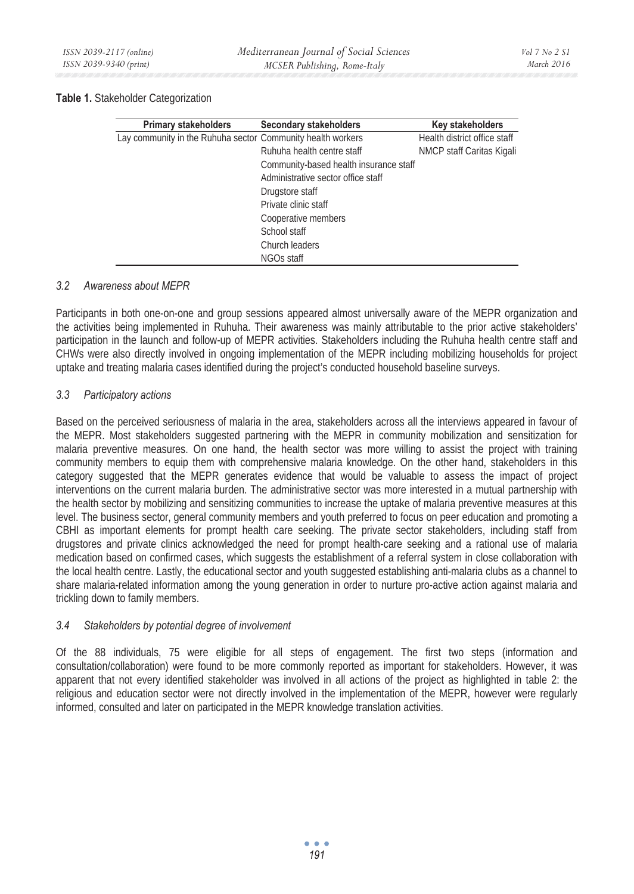**Table 1.** Stakeholder Categorization

| Primary stakeholders | Secondary stakeholders | Key stakeholders |
|---|---|---|
| Lay community in the Ruhuha sector | Community health workers | Health district office staff |
| | Ruhuha health centre staff | NMCP staff Caritas Kigali |
| | Community-based health insurance staff | |
| | Administrative sector office staff | |
| | Drugstore staff | |
| | Private clinic staff | |
| | Cooperative members | |
| | School staff | |
| | Church leaders | |
| | NGOs staff | |

### *3.2 Awareness about MEPR*

Participants in both one-on-one and group sessions appeared almost universally aware of the MEPR organization and the activities being implemented in Ruhuha. Their awareness was mainly attributable to the prior active stakeholders' participation in the launch and follow-up of MEPR activities. Stakeholders including the Ruhuha health centre staff and CHWs were also directly involved in ongoing implementation of the MEPR including mobilizing households for project uptake and treating malaria cases identified during the project's conducted household baseline surveys.

### *3.3 Participatory actions*

Based on the perceived seriousness of malaria in the area, stakeholders across all the interviews appeared in favour of the MEPR. Most stakeholders suggested partnering with the MEPR in community mobilization and sensitization for malaria preventive measures. On one hand, the health sector was more willing to assist the project with training community members to equip them with comprehensive malaria knowledge. On the other hand, stakeholders in this category suggested that the MEPR generates evidence that would be valuable to assess the impact of project interventions on the current malaria burden. The administrative sector was more interested in a mutual partnership with the health sector by mobilizing and sensitizing communities to increase the uptake of malaria preventive measures at this level. The business sector, general community members and youth preferred to focus on peer education and promoting a CBHI as important elements for prompt health care seeking. The private sector stakeholders, including staff from drugstores and private clinics acknowledged the need for prompt health-care seeking and a rational use of malaria medication based on confirmed cases, which suggests the establishment of a referral system in close collaboration with the local health centre. Lastly, the educational sector and youth suggested establishing anti-malaria clubs as a channel to share malaria-related information among the young generation in order to nurture pro-active action against malaria and trickling down to family members.

### *3.4 Stakeholders by potential degree of involvement*

Of the 88 individuals, 75 were eligible for all steps of engagement. The first two steps (information and consultation/collaboration) were found to be more commonly reported as important for stakeholders. However, it was apparent that not every identified stakeholder was involved in all actions of the project as highlighted in table 2: the religious and education sector were not directly involved in the implementation of the MEPR, however were regularly informed, consulted and later on participated in the MEPR knowledge translation activities.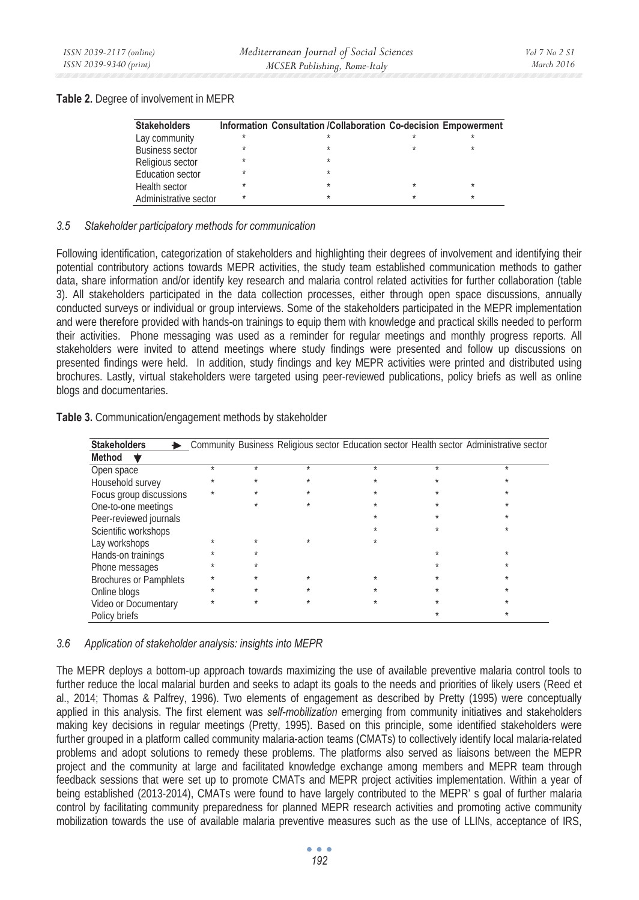**Table 2.** Degree of involvement in MEPR

| Stakeholders | Information | Consultation /Collaboration | Co-decision | Empowerment |
|---|---|---|---|---|
| Lay community | * | * | * | * |
| Business sector | * | * | * | * |
| Religious sector | * | * | | |
| Education sector | * | * | | |
| Health sector | * | * | * | * |
| Administrative sector | * | * | * | * |

### *3.5 Stakeholder participatory methods for communication*

Following identification, categorization of stakeholders and highlighting their degrees of involvement and identifying their potential contributory actions towards MEPR activities, the study team established communication methods to gather data, share information and/or identify key research and malaria control related activities for further collaboration (table 3). All stakeholders participated in the data collection processes, either through open space discussions, annually conducted surveys or individual or group interviews. Some of the stakeholders participated in the MEPR implementation and were therefore provided with hands-on trainings to equip them with knowledge and practical skills needed to perform their activities. Phone messaging was used as a reminder for regular meetings and monthly progress reports. All stakeholders were invited to attend meetings where study findings were presented and follow up discussions on presented findings were held. In addition, study findings and key MEPR activities were printed and distributed using brochures. Lastly, virtual stakeholders were targeted using peer-reviewed publications, policy briefs as well as online blogs and documentaries.

**Table 3.** Communication/engagement methods by stakeholder

| Stakeholders ► / Method ▼ | Community | Business | Religious sector | Education sector | Health sector | Administrative sector |
|---|---|---|---|---|---|---|
| Open space | * | * | * | * | * | * |
| Household survey | * | * | * | * | * | * |
| Focus group discussions | * | * | * | * | * | * |
| One-to-one meetings | | * | * | * | * | * |
| Peer-reviewed journals | | | | * | * | * |
| Scientific workshops | | | | * | * | * |
| Lay workshops | * | * | * | * | | |
| Hands-on trainings | * | * | | | * | * |
| Phone messages | * | * | | | * | * |
| Brochures or Pamphlets | * | * | * | * | * | * |
| Online blogs | * | * | * | * | * | * |
| Video or Documentary | * | * | * | * | * | * |
| Policy briefs | | | | | * | * |

### *3.6 Application of stakeholder analysis: insights into MEPR*

The MEPR deploys a bottom-up approach towards maximizing the use of available preventive malaria control tools to further reduce the local malarial burden and seeks to adapt its goals to the needs and priorities of likely users (Reed et al., 2014; Thomas & Palfrey, 1996). Two elements of engagement as described by Pretty (1995) were conceptually applied in this analysis. The first element was *self-mobilization* emerging from community initiatives and stakeholders making key decisions in regular meetings (Pretty, 1995). Based on this principle, some identified stakeholders were further grouped in a platform called community malaria-action teams (CMATs) to collectively identify local malaria-related problems and adopt solutions to remedy these problems. The platforms also served as liaisons between the MEPR project and the community at large and facilitated knowledge exchange among members and MEPR team through feedback sessions that were set up to promote CMATs and MEPR project activities implementation. Within a year of being established (2013-2014), CMATs were found to have largely contributed to the MEPR' s goal of further malaria control by facilitating community preparedness for planned MEPR research activities and promoting active community mobilization towards the use of available malaria preventive measures such as the use of LLINs, acceptance of IRS,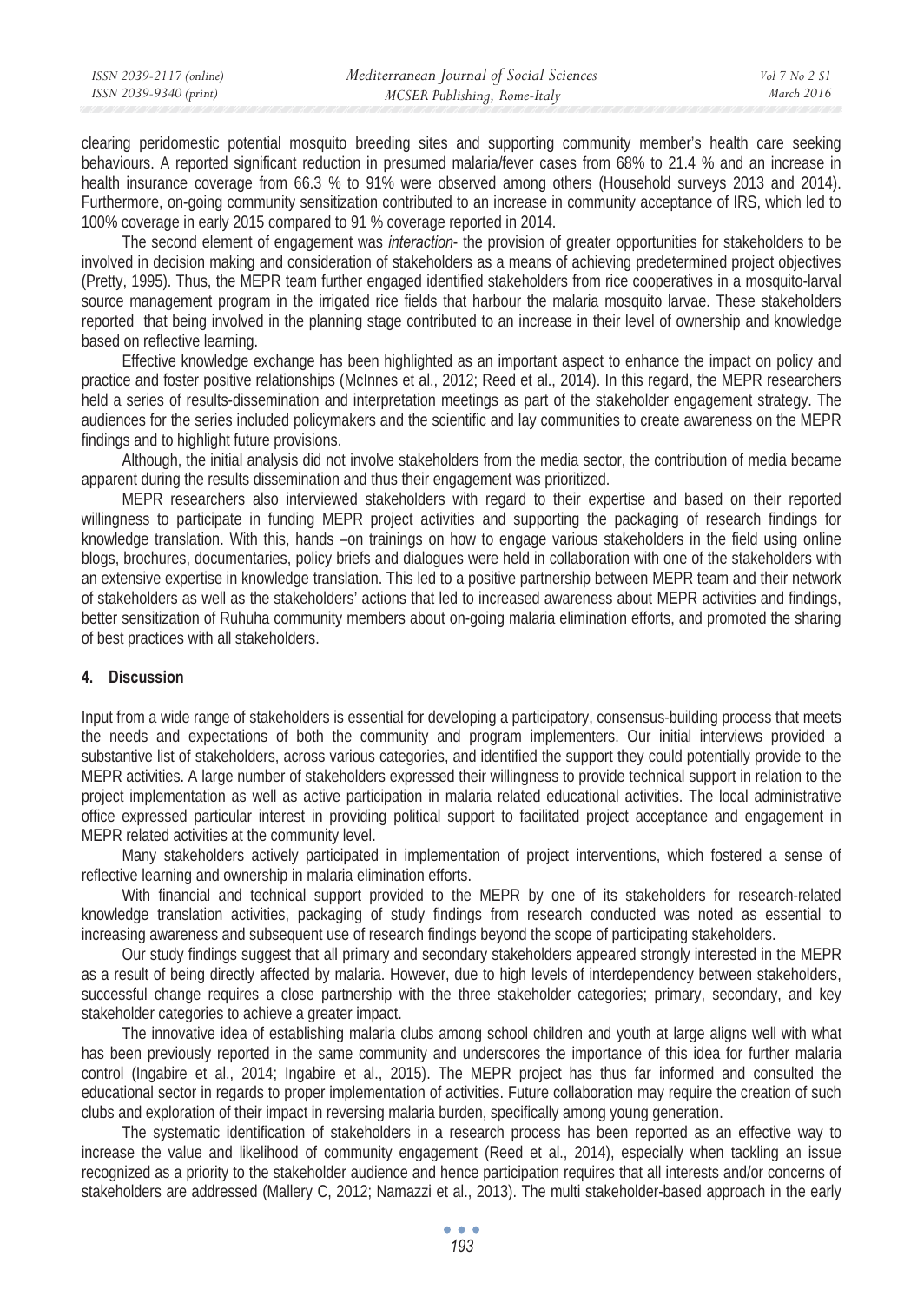clearing peridomestic potential mosquito breeding sites and supporting community member's health care seeking behaviours. A reported significant reduction in presumed malaria/fever cases from 68% to 21.4 % and an increase in health insurance coverage from 66.3 % to 91% were observed among others (Household surveys 2013 and 2014). Furthermore, on-going community sensitization contributed to an increase in community acceptance of IRS, which led to 100% coverage in early 2015 compared to 91 % coverage reported in 2014.

The second element of engagement was *interaction*- the provision of greater opportunities for stakeholders to be involved in decision making and consideration of stakeholders as a means of achieving predetermined project objectives (Pretty, 1995). Thus, the MEPR team further engaged identified stakeholders from rice cooperatives in a mosquito-larval source management program in the irrigated rice fields that harbour the malaria mosquito larvae. These stakeholders reported that being involved in the planning stage contributed to an increase in their level of ownership and knowledge based on reflective learning.

Effective knowledge exchange has been highlighted as an important aspect to enhance the impact on policy and practice and foster positive relationships (McInnes et al., 2012; Reed et al., 2014). In this regard, the MEPR researchers held a series of results-dissemination and interpretation meetings as part of the stakeholder engagement strategy. The audiences for the series included policymakers and the scientific and lay communities to create awareness on the MEPR findings and to highlight future provisions.

Although, the initial analysis did not involve stakeholders from the media sector, the contribution of media became apparent during the results dissemination and thus their engagement was prioritized.

MEPR researchers also interviewed stakeholders with regard to their expertise and based on their reported willingness to participate in funding MEPR project activities and supporting the packaging of research findings for knowledge translation. With this, hands –on trainings on how to engage various stakeholders in the field using online blogs, brochures, documentaries, policy briefs and dialogues were held in collaboration with one of the stakeholders with an extensive expertise in knowledge translation. This led to a positive partnership between MEPR team and their network of stakeholders as well as the stakeholders' actions that led to increased awareness about MEPR activities and findings, better sensitization of Ruhuha community members about on-going malaria elimination efforts, and promoted the sharing of best practices with all stakeholders.

## 4. Discussion

Input from a wide range of stakeholders is essential for developing a participatory, consensus-building process that meets the needs and expectations of both the community and program implementers. Our initial interviews provided a substantive list of stakeholders, across various categories, and identified the support they could potentially provide to the MEPR activities. A large number of stakeholders expressed their willingness to provide technical support in relation to the project implementation as well as active participation in malaria related educational activities. The local administrative office expressed particular interest in providing political support to facilitated project acceptance and engagement in MEPR related activities at the community level.

Many stakeholders actively participated in implementation of project interventions, which fostered a sense of reflective learning and ownership in malaria elimination efforts.

With financial and technical support provided to the MEPR by one of its stakeholders for research-related knowledge translation activities, packaging of study findings from research conducted was noted as essential to increasing awareness and subsequent use of research findings beyond the scope of participating stakeholders.

Our study findings suggest that all primary and secondary stakeholders appeared strongly interested in the MEPR as a result of being directly affected by malaria. However, due to high levels of interdependency between stakeholders, successful change requires a close partnership with the three stakeholder categories; primary, secondary, and key stakeholder categories to achieve a greater impact.

The innovative idea of establishing malaria clubs among school children and youth at large aligns well with what has been previously reported in the same community and underscores the importance of this idea for further malaria control (Ingabire et al., 2014; Ingabire et al., 2015). The MEPR project has thus far informed and consulted the educational sector in regards to proper implementation of activities. Future collaboration may require the creation of such clubs and exploration of their impact in reversing malaria burden, specifically among young generation.

The systematic identification of stakeholders in a research process has been reported as an effective way to increase the value and likelihood of community engagement (Reed et al., 2014), especially when tackling an issue recognized as a priority to the stakeholder audience and hence participation requires that all interests and/or concerns of stakeholders are addressed (Mallery C, 2012; Namazzi et al., 2013). The multi stakeholder-based approach in the early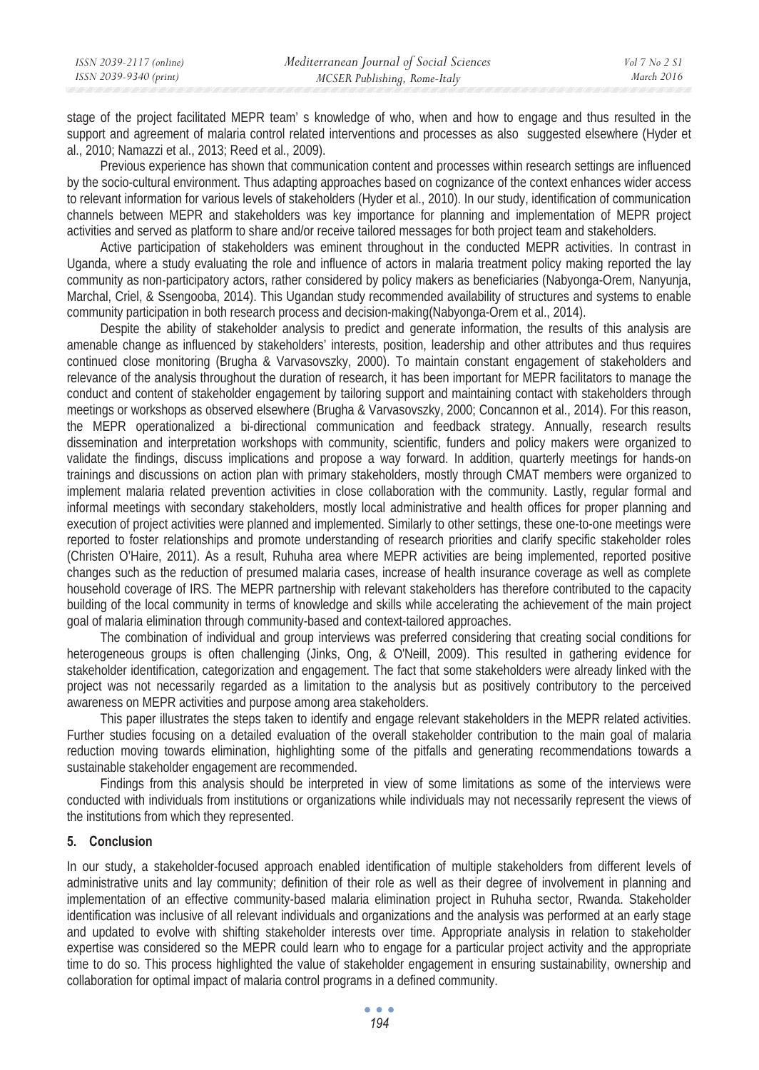stage of the project facilitated MEPR team' s knowledge of who, when and how to engage and thus resulted in the support and agreement of malaria control related interventions and processes as also suggested elsewhere (Hyder et al., 2010; Namazzi et al., 2013; Reed et al., 2009).

Previous experience has shown that communication content and processes within research settings are influenced by the socio-cultural environment. Thus adapting approaches based on cognizance of the context enhances wider access to relevant information for various levels of stakeholders (Hyder et al., 2010). In our study, identification of communication channels between MEPR and stakeholders was key importance for planning and implementation of MEPR project activities and served as platform to share and/or receive tailored messages for both project team and stakeholders.

Active participation of stakeholders was eminent throughout in the conducted MEPR activities. In contrast in Uganda, where a study evaluating the role and influence of actors in malaria treatment policy making reported the lay community as non-participatory actors, rather considered by policy makers as beneficiaries (Nabyonga-Orem, Nanyunja, Marchal, Criel, & Ssengooba, 2014). This Ugandan study recommended availability of structures and systems to enable community participation in both research process and decision-making(Nabyonga-Orem et al., 2014).

Despite the ability of stakeholder analysis to predict and generate information, the results of this analysis are amenable change as influenced by stakeholders' interests, position, leadership and other attributes and thus requires continued close monitoring (Brugha & Varvasovszky, 2000). To maintain constant engagement of stakeholders and relevance of the analysis throughout the duration of research, it has been important for MEPR facilitators to manage the conduct and content of stakeholder engagement by tailoring support and maintaining contact with stakeholders through meetings or workshops as observed elsewhere (Brugha & Varvasovszky, 2000; Concannon et al., 2014). For this reason, the MEPR operationalized a bi-directional communication and feedback strategy. Annually, research results dissemination and interpretation workshops with community, scientific, funders and policy makers were organized to validate the findings, discuss implications and propose a way forward. In addition, quarterly meetings for hands-on trainings and discussions on action plan with primary stakeholders, mostly through CMAT members were organized to implement malaria related prevention activities in close collaboration with the community. Lastly, regular formal and informal meetings with secondary stakeholders, mostly local administrative and health offices for proper planning and execution of project activities were planned and implemented. Similarly to other settings, these one-to-one meetings were reported to foster relationships and promote understanding of research priorities and clarify specific stakeholder roles (Christen O'Haire, 2011). As a result, Ruhuha area where MEPR activities are being implemented, reported positive changes such as the reduction of presumed malaria cases, increase of health insurance coverage as well as complete household coverage of IRS. The MEPR partnership with relevant stakeholders has therefore contributed to the capacity building of the local community in terms of knowledge and skills while accelerating the achievement of the main project goal of malaria elimination through community-based and context-tailored approaches.

The combination of individual and group interviews was preferred considering that creating social conditions for heterogeneous groups is often challenging (Jinks, Ong, & O'Neill, 2009). This resulted in gathering evidence for stakeholder identification, categorization and engagement. The fact that some stakeholders were already linked with the project was not necessarily regarded as a limitation to the analysis but as positively contributory to the perceived awareness on MEPR activities and purpose among area stakeholders.

This paper illustrates the steps taken to identify and engage relevant stakeholders in the MEPR related activities. Further studies focusing on a detailed evaluation of the overall stakeholder contribution to the main goal of malaria reduction moving towards elimination, highlighting some of the pitfalls and generating recommendations towards a sustainable stakeholder engagement are recommended.

Findings from this analysis should be interpreted in view of some limitations as some of the interviews were conducted with individuals from institutions or organizations while individuals may not necessarily represent the views of the institutions from which they represented.

## 5. Conclusion

In our study, a stakeholder-focused approach enabled identification of multiple stakeholders from different levels of administrative units and lay community; definition of their role as well as their degree of involvement in planning and implementation of an effective community-based malaria elimination project in Ruhuha sector, Rwanda. Stakeholder identification was inclusive of all relevant individuals and organizations and the analysis was performed at an early stage and updated to evolve with shifting stakeholder interests over time. Appropriate analysis in relation to stakeholder expertise was considered so the MEPR could learn who to engage for a particular project activity and the appropriate time to do so. This process highlighted the value of stakeholder engagement in ensuring sustainability, ownership and collaboration for optimal impact of malaria control programs in a defined community.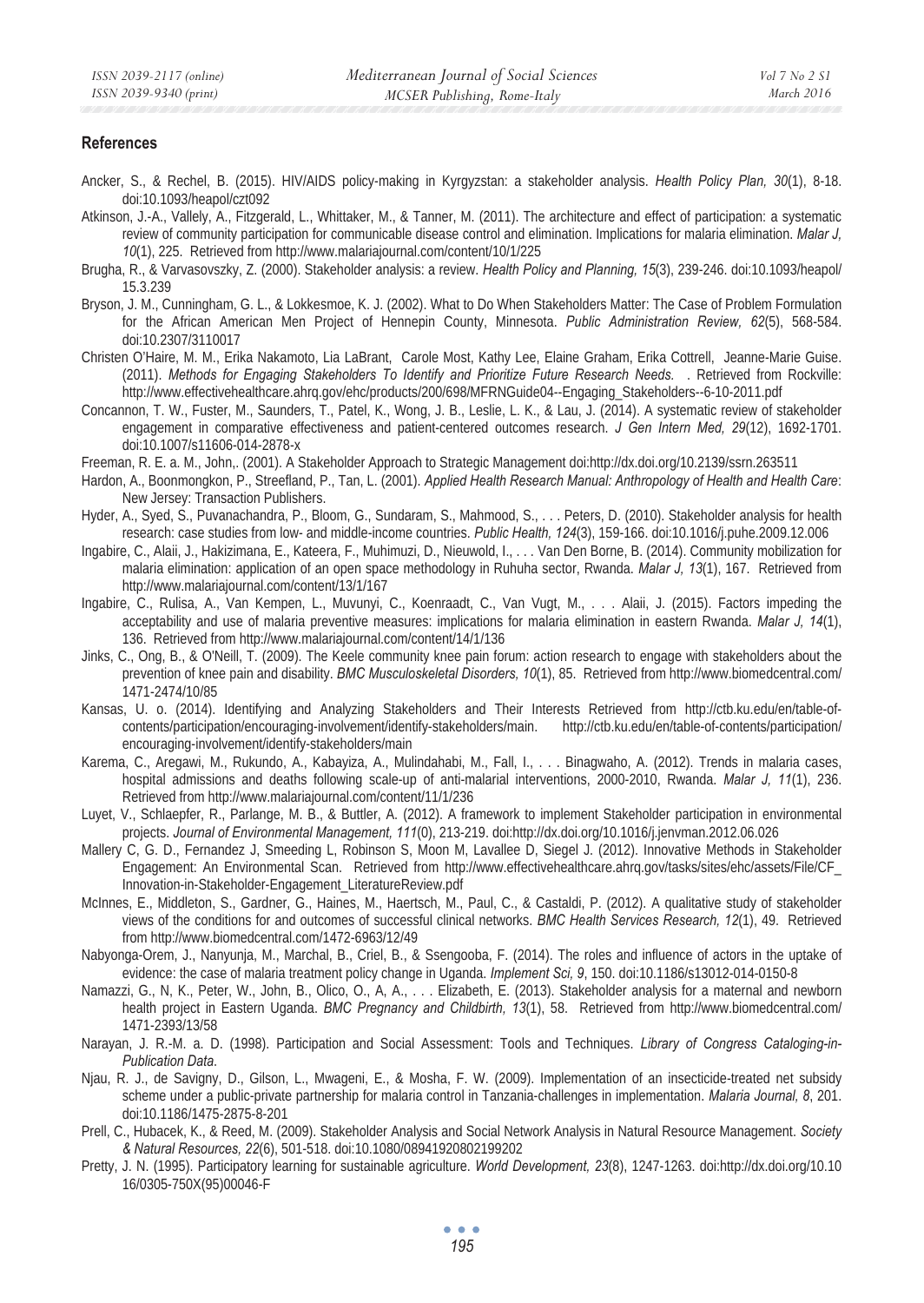## References

Ancker, S., & Rechel, B. (2015). HIV/AIDS policy-making in Kyrgyzstan: a stakeholder analysis. *Health Policy Plan, 30*(1), 8-18. doi:10.1093/heapol/czt092

Atkinson, J.-A., Vallely, A., Fitzgerald, L., Whittaker, M., & Tanner, M. (2011). The architecture and effect of participation: a systematic review of community participation for communicable disease control and elimination. Implications for malaria elimination. *Malar J, 10*(1), 225. Retrieved from http://www.malariajournal.com/content/10/1/225

Brugha, R., & Varvasovszky, Z. (2000). Stakeholder analysis: a review. *Health Policy and Planning, 15*(3), 239-246. doi:10.1093/heapol/15.3.239

Bryson, J. M., Cunningham, G. L., & Lokkesmoe, K. J. (2002). What to Do When Stakeholders Matter: The Case of Problem Formulation for the African American Men Project of Hennepin County, Minnesota. *Public Administration Review, 62*(5), 568-584. doi:10.2307/3110017

Christen O'Haire, M. M., Erika Nakamoto, Lia LaBrant, Carole Most, Kathy Lee, Elaine Graham, Erika Cottrell, Jeanne-Marie Guise. (2011). *Methods for Engaging Stakeholders To Identify and Prioritize Future Research Needs.* . Retrieved from Rockville: http://www.effectivehealthcare.ahrq.gov/ehc/products/200/698/MFRNGuide04--Engaging_Stakeholders--6-10-2011.pdf

Concannon, T. W., Fuster, M., Saunders, T., Patel, K., Wong, J. B., Leslie, L. K., & Lau, J. (2014). A systematic review of stakeholder engagement in comparative effectiveness and patient-centered outcomes research. *J Gen Intern Med, 29*(12), 1692-1701. doi:10.1007/s11606-014-2878-x

Freeman, R. E. a. M., John,. (2001). A Stakeholder Approach to Strategic Management doi:http://dx.doi.org/10.2139/ssrn.263511

Hardon, A., Boonmongkon, P., Streefland, P., Tan, L. (2001). *Applied Health Research Manual: Anthropology of Health and Health Care*: New Jersey: Transaction Publishers.

Hyder, A., Syed, S., Puvanachandra, P., Bloom, G., Sundaram, S., Mahmood, S., . . . Peters, D. (2010). Stakeholder analysis for health research: case studies from low- and middle-income countries. *Public Health, 124*(3), 159-166. doi:10.1016/j.puhe.2009.12.006

Ingabire, C., Alaii, J., Hakizimana, E., Kateera, F., Muhimuzi, D., Nieuwold, I., . . . Van Den Borne, B. (2014). Community mobilization for malaria elimination: application of an open space methodology in Ruhuha sector, Rwanda. *Malar J, 13*(1), 167. Retrieved from http://www.malariajournal.com/content/13/1/167

Ingabire, C., Rulisa, A., Van Kempen, L., Muvunyi, C., Koenraadt, C., Van Vugt, M., . . . Alaii, J. (2015). Factors impeding the acceptability and use of malaria preventive measures: implications for malaria elimination in eastern Rwanda. *Malar J, 14*(1), 136. Retrieved from http://www.malariajournal.com/content/14/1/136

Jinks, C., Ong, B., & O'Neill, T. (2009). The Keele community knee pain forum: action research to engage with stakeholders about the prevention of knee pain and disability. *BMC Musculoskeletal Disorders, 10*(1), 85. Retrieved from http://www.biomedcentral.com/1471-2474/10/85

Kansas, U. o. (2014). Identifying and Analyzing Stakeholders and Their Interests Retrieved from http://ctb.ku.edu/en/table-of-contents/participation/encouraging-involvement/identify-stakeholders/main. http://ctb.ku.edu/en/table-of-contents/participation/encouraging-involvement/identify-stakeholders/main

Karema, C., Aregawi, M., Rukundo, A., Kabayiza, A., Mulindahabi, M., Fall, I., . . . Binagwaho, A. (2012). Trends in malaria cases, hospital admissions and deaths following scale-up of anti-malarial interventions, 2000-2010, Rwanda. *Malar J, 11*(1), 236. Retrieved from http://www.malariajournal.com/content/11/1/236

Luyet, V., Schlaepfer, R., Parlange, M. B., & Buttler, A. (2012). A framework to implement Stakeholder participation in environmental projects. *Journal of Environmental Management, 111*(0), 213-219. doi:http://dx.doi.org/10.1016/j.jenvman.2012.06.026

Mallery C, G. D., Fernandez J, Smeeding L, Robinson S, Moon M, Lavallee D, Siegel J. (2012). Innovative Methods in Stakeholder Engagement: An Environmental Scan. Retrieved from http://www.effectivehealthcare.ahrq.gov/tasks/sites/ehc/assets/File/CF_Innovation-in-Stakeholder-Engagement_LiteratureReview.pdf

McInnes, E., Middleton, S., Gardner, G., Haines, M., Haertsch, M., Paul, C., & Castaldi, P. (2012). A qualitative study of stakeholder views of the conditions for and outcomes of successful clinical networks. *BMC Health Services Research, 12*(1), 49. Retrieved from http://www.biomedcentral.com/1472-6963/12/49

Nabyonga-Orem, J., Nanyunja, M., Marchal, B., Criel, B., & Ssengooba, F. (2014). The roles and influence of actors in the uptake of evidence: the case of malaria treatment policy change in Uganda. *Implement Sci, 9*, 150. doi:10.1186/s13012-014-0150-8

Namazzi, G., N, K., Peter, W., John, B., Olico, O., A, A., . . . Elizabeth, E. (2013). Stakeholder analysis for a maternal and newborn health project in Eastern Uganda. *BMC Pregnancy and Childbirth, 13*(1), 58. Retrieved from http://www.biomedcentral.com/1471-2393/13/58

Narayan, J. R.-M. a. D. (1998). Participation and Social Assessment: Tools and Techniques. *Library of Congress Cataloging-in-Publication Data*.

Njau, R. J., de Savigny, D., Gilson, L., Mwageni, E., & Mosha, F. W. (2009). Implementation of an insecticide-treated net subsidy scheme under a public-private partnership for malaria control in Tanzania-challenges in implementation. *Malaria Journal, 8*, 201. doi:10.1186/1475-2875-8-201

Prell, C., Hubacek, K., & Reed, M. (2009). Stakeholder Analysis and Social Network Analysis in Natural Resource Management. *Society & Natural Resources, 22*(6), 501-518. doi:10.1080/08941920802199202

Pretty, J. N. (1995). Participatory learning for sustainable agriculture. *World Development, 23*(8), 1247-1263. doi:http://dx.doi.org/10.1016/0305-750X(95)00046-F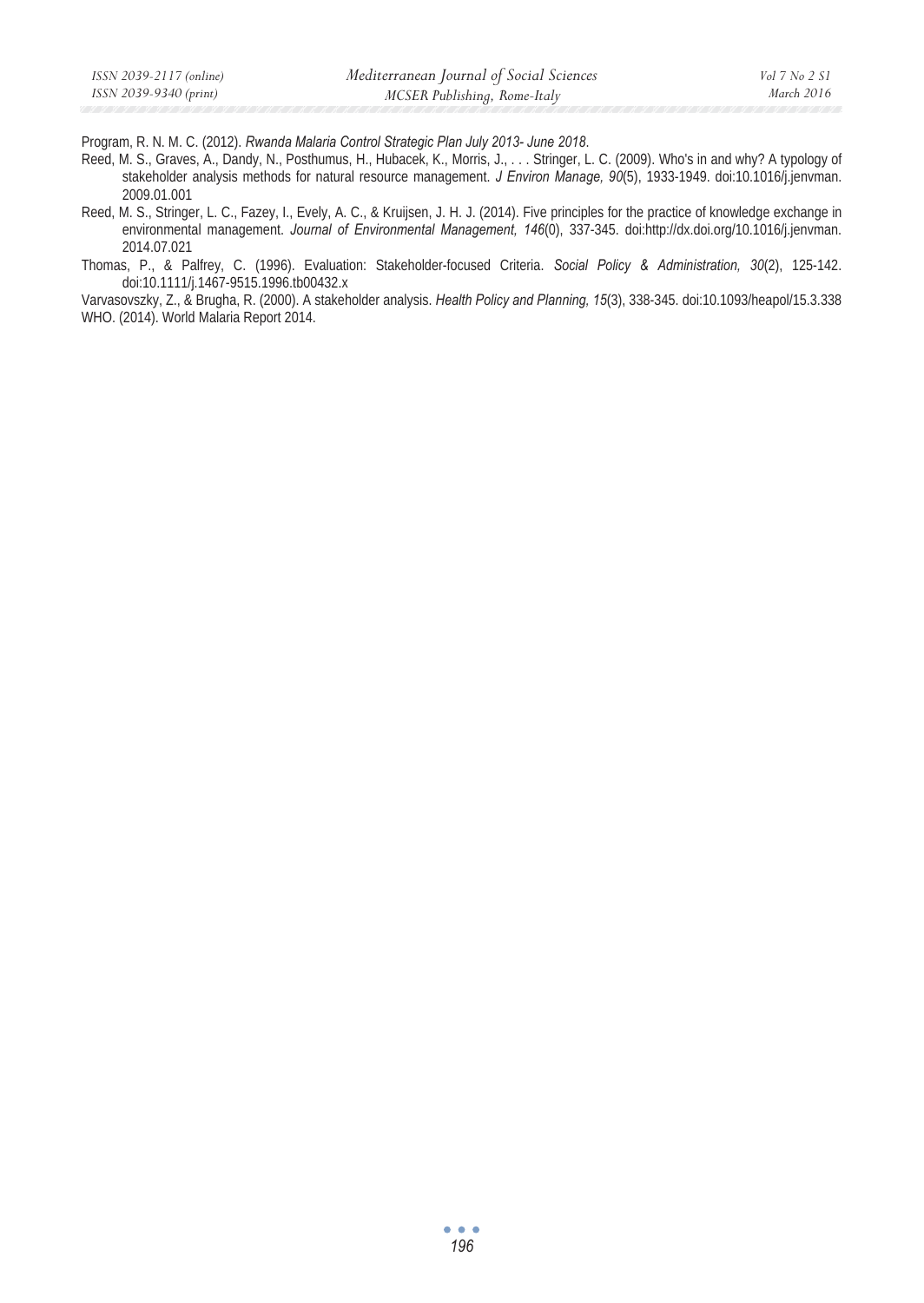Program, R. N. M. C. (2012). *Rwanda Malaria Control Strategic Plan July 2013- June 2018*.

Reed, M. S., Graves, A., Dandy, N., Posthumus, H., Hubacek, K., Morris, J., . . . Stringer, L. C. (2009). Who's in and why? A typology of stakeholder analysis methods for natural resource management. *J Environ Manage, 90*(5), 1933-1949. doi:10.1016/j.jenvman.2009.01.001

Reed, M. S., Stringer, L. C., Fazey, I., Evely, A. C., & Kruijsen, J. H. J. (2014). Five principles for the practice of knowledge exchange in environmental management. *Journal of Environmental Management, 146*(0), 337-345. doi:http://dx.doi.org/10.1016/j.jenvman.2014.07.021

Thomas, P., & Palfrey, C. (1996). Evaluation: Stakeholder-focused Criteria. *Social Policy & Administration, 30*(2), 125-142. doi:10.1111/j.1467-9515.1996.tb00432.x

Varvasovszky, Z., & Brugha, R. (2000). A stakeholder analysis. *Health Policy and Planning, 15*(3), 338-345. doi:10.1093/heapol/15.3.338

WHO. (2014). World Malaria Report 2014.